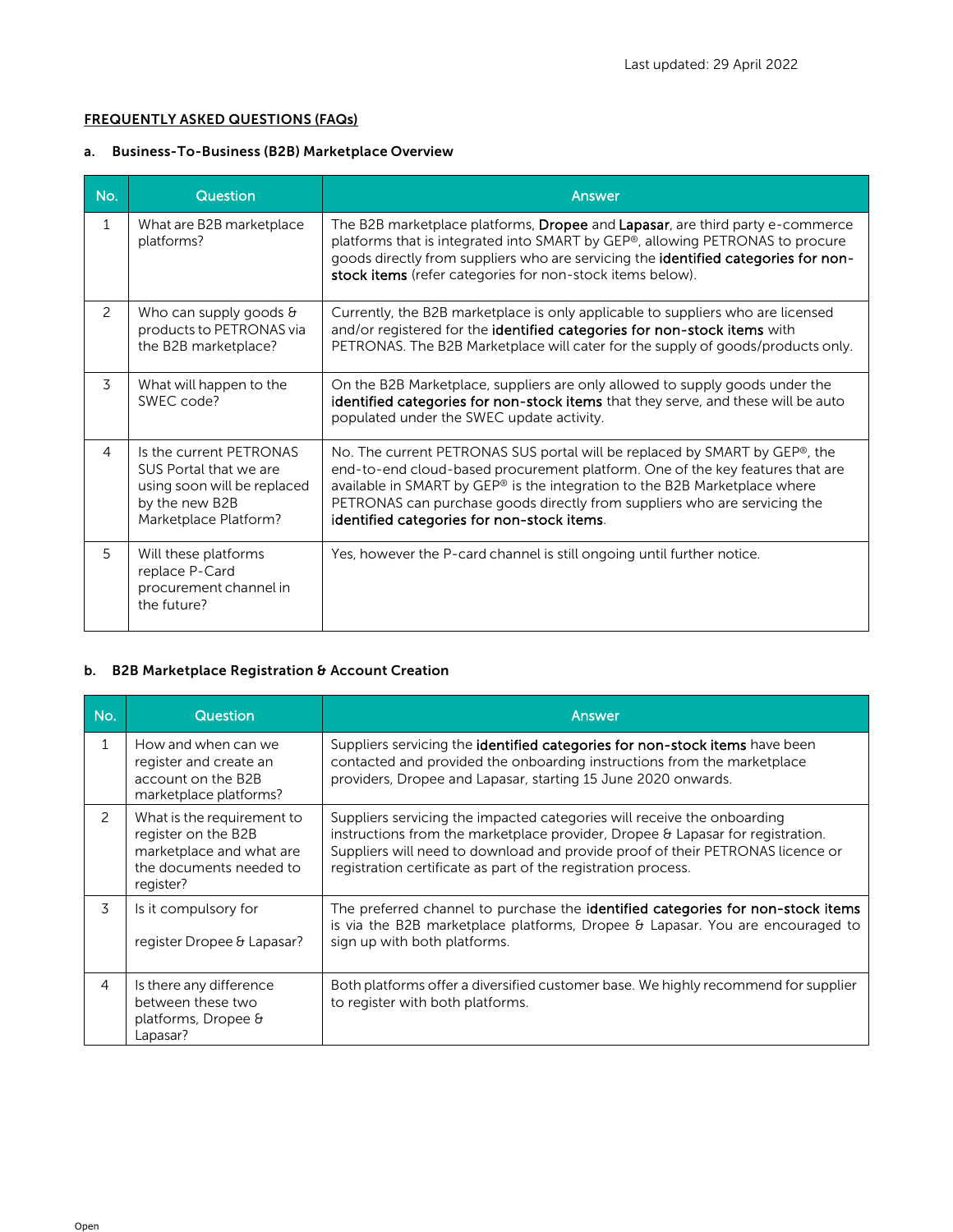Last updated: 29 April 2022

**FREQUENTLY ASKED QUESTIONS (FAQs)**

**a. Business-To-Business (B2B) Marketplace Overview**

| No. | Question | Answer |
|---|---|---|
| 1 | What are B2B marketplace platforms? | The B2B marketplace platforms, **Dropee** and **Lapasar**, are third party e-commerce platforms that is integrated into SMART by GEP®, allowing PETRONAS to procure goods directly from suppliers who are servicing the **identified categories for non-stock items** (refer categories for non-stock items below). |
| 2 | Who can supply goods & products to PETRONAS via the B2B marketplace? | Currently, the B2B marketplace is only applicable to suppliers who are licensed and/or registered for the **identified categories for non-stock items** with PETRONAS. The B2B Marketplace will cater for the supply of goods/products only. |
| 3 | What will happen to the SWEC code? | On the B2B Marketplace, suppliers are only allowed to supply goods under the **identified categories for non-stock items** that they serve, and these will be auto populated under the SWEC update activity. |
| 4 | Is the current PETRONAS SUS Portal that we are using soon will be replaced by the new B2B Marketplace Platform? | No. The current PETRONAS SUS portal will be replaced by SMART by GEP®, the end-to-end cloud-based procurement platform. One of the key features that are available in SMART by GEP® is the integration to the B2B Marketplace where PETRONAS can purchase goods directly from suppliers who are servicing the **identified categories for non-stock items**. |
| 5 | Will these platforms replace P-Card procurement channel in the future? | Yes, however the P-card channel is still ongoing until further notice. |

**b. B2B Marketplace Registration & Account Creation**

| No. | Question | Answer |
|---|---|---|
| 1 | How and when can we register and create an account on the B2B marketplace platforms? | Suppliers servicing the **identified categories for non-stock items** have been contacted and provided the onboarding instructions from the marketplace providers, Dropee and Lapasar, starting 15 June 2020 onwards. |
| 2 | What is the requirement to register on the B2B marketplace and what are the documents needed to register? | Suppliers servicing the impacted categories will receive the onboarding instructions from the marketplace provider, Dropee & Lapasar for registration. Suppliers will need to download and provide proof of their PETRONAS licence or registration certificate as part of the registration process. |
| 3 | Is it compulsory for register Dropee & Lapasar? | The preferred channel to purchase the **identified categories for non-stock items** is via the B2B marketplace platforms, Dropee & Lapasar. You are encouraged to sign up with both platforms. |
| 4 | Is there any difference between these two platforms, Dropee & Lapasar? | Both platforms offer a diversified customer base. We highly recommend for supplier to register with both platforms. |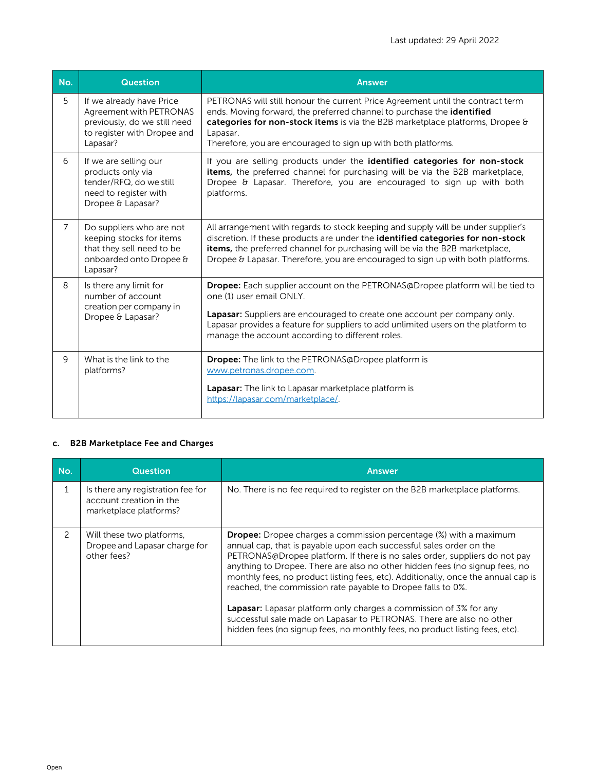Last updated: 29 April 2022

| No. | Question | Answer |
|---|---|---|
| 5 | If we already have Price Agreement with PETRONAS previously, do we still need to register with Dropee and Lapasar? | PETRONAS will still honour the current Price Agreement until the contract term ends. Moving forward, the preferred channel to purchase the **identified categories for non-stock items** is via the B2B marketplace platforms, Dropee & Lapasar.<br>Therefore, you are encouraged to sign up with both platforms. |
| 6 | If we are selling our products only via tender/RFQ, do we still need to register with Dropee & Lapasar? | If you are selling products under the **identified categories for non-stock items,** the preferred channel for purchasing will be via the B2B marketplace, Dropee & Lapasar. Therefore, you are encouraged to sign up with both platforms. |
| 7 | Do suppliers who are not keeping stocks for items that they sell need to be onboarded onto Dropee & Lapasar? | All arrangement with regards to stock keeping and supply will be under supplier's discretion. If these products are under the **identified categories for non-stock items,** the preferred channel for purchasing will be via the B2B marketplace, Dropee & Lapasar. Therefore, you are encouraged to sign up with both platforms. |
| 8 | Is there any limit for number of account creation per company in Dropee & Lapasar? | **Dropee:** Each supplier account on the PETRONAS@Dropee platform will be tied to one (1) user email ONLY.<br><br>**Lapasar:** Suppliers are encouraged to create one account per company only. Lapasar provides a feature for suppliers to add unlimited users on the platform to manage the account according to different roles. |
| 9 | What is the link to the platforms? | **Dropee:** The link to the PETRONAS@Dropee platform is www.petronas.dropee.com.<br><br>**Lapasar:** The link to Lapasar marketplace platform is https://lapasar.com/marketplace/. |

**c. B2B Marketplace Fee and Charges**

| No. | Question | Answer |
|---|---|---|
| 1 | Is there any registration fee for account creation in the marketplace platforms? | No. There is no fee required to register on the B2B marketplace platforms. |
| 2 | Will these two platforms, Dropee and Lapasar charge for other fees? | **Dropee:** Dropee charges a commission percentage (%) with a maximum annual cap, that is payable upon each successful sales order on the PETRONAS@Dropee platform. If there is no sales order, suppliers do not pay anything to Dropee. There are also no other hidden fees (no signup fees, no monthly fees, no product listing fees, etc). Additionally, once the annual cap is reached, the commission rate payable to Dropee falls to 0%.<br><br>**Lapasar:** Lapasar platform only charges a commission of 3% for any successful sale made on Lapasar to PETRONAS. There are also no other hidden fees (no signup fees, no monthly fees, no product listing fees, etc). |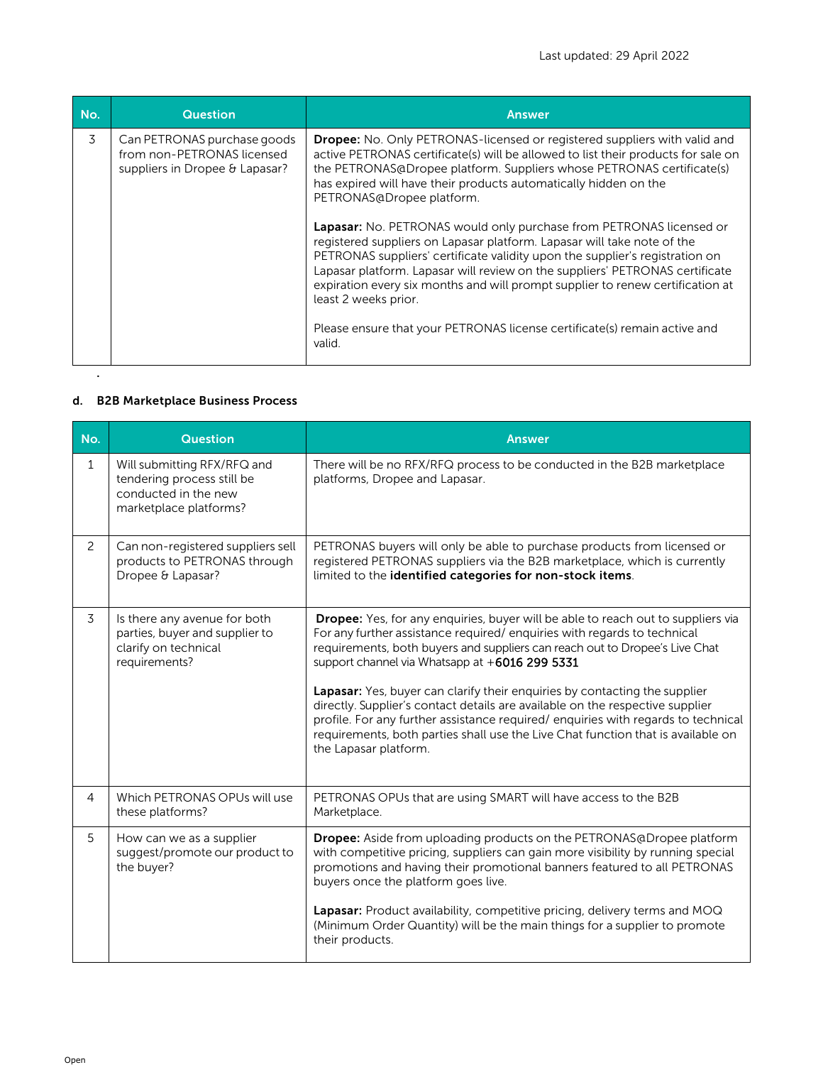| No. | Question | Answer |
|---|---|---|
| 3 | Can PETRONAS purchase goods from non-PETRONAS licensed suppliers in Dropee & Lapasar? | **Dropee:** No. Only PETRONAS-licensed or registered suppliers with valid and active PETRONAS certificate(s) will be allowed to list their products for sale on the PETRONAS@Dropee platform. Suppliers whose PETRONAS certificate(s) has expired will have their products automatically hidden on the PETRONAS@Dropee platform.<br><br>**Lapasar:** No. PETRONAS would only purchase from PETRONAS licensed or registered suppliers on Lapasar platform. Lapasar will take note of the PETRONAS suppliers' certificate validity upon the supplier's registration on Lapasar platform. Lapasar will review on the suppliers' PETRONAS certificate expiration every six months and will prompt supplier to renew certification at least 2 weeks prior.<br><br>Please ensure that your PETRONAS license certificate(s) remain active and valid. |

### d. B2B Marketplace Business Process

| No. | Question | Answer |
|---|---|---|
| 1 | Will submitting RFX/RFQ and tendering process still be conducted in the new marketplace platforms? | There will be no RFX/RFQ process to be conducted in the B2B marketplace platforms, Dropee and Lapasar. |
| 2 | Can non-registered suppliers sell products to PETRONAS through Dropee & Lapasar? | PETRONAS buyers will only be able to purchase products from licensed or registered PETRONAS suppliers via the B2B marketplace, which is currently limited to the **identified categories for non-stock items**. |
| 3 | Is there any avenue for both parties, buyer and supplier to clarify on technical requirements? | **Dropee:** Yes, for any enquiries, buyer will be able to reach out to suppliers via For any further assistance required/ enquiries with regards to technical requirements, both buyers and suppliers can reach out to Dropee's Live Chat support channel via Whatsapp at +6016 299 5331<br><br>**Lapasar:** Yes, buyer can clarify their enquiries by contacting the supplier directly. Supplier's contact details are available on the respective supplier profile. For any further assistance required/ enquiries with regards to technical requirements, both parties shall use the Live Chat function that is available on the Lapasar platform. |
| 4 | Which PETRONAS OPUs will use these platforms? | PETRONAS OPUs that are using SMART will have access to the B2B Marketplace. |
| 5 | How can we as a supplier suggest/promote our product to the buyer? | **Dropee:** Aside from uploading products on the PETRONAS@Dropee platform with competitive pricing, suppliers can gain more visibility by running special promotions and having their promotional banners featured to all PETRONAS buyers once the platform goes live.<br><br>**Lapasar:** Product availability, competitive pricing, delivery terms and MOQ (Minimum Order Quantity) will be the main things for a supplier to promote their products. |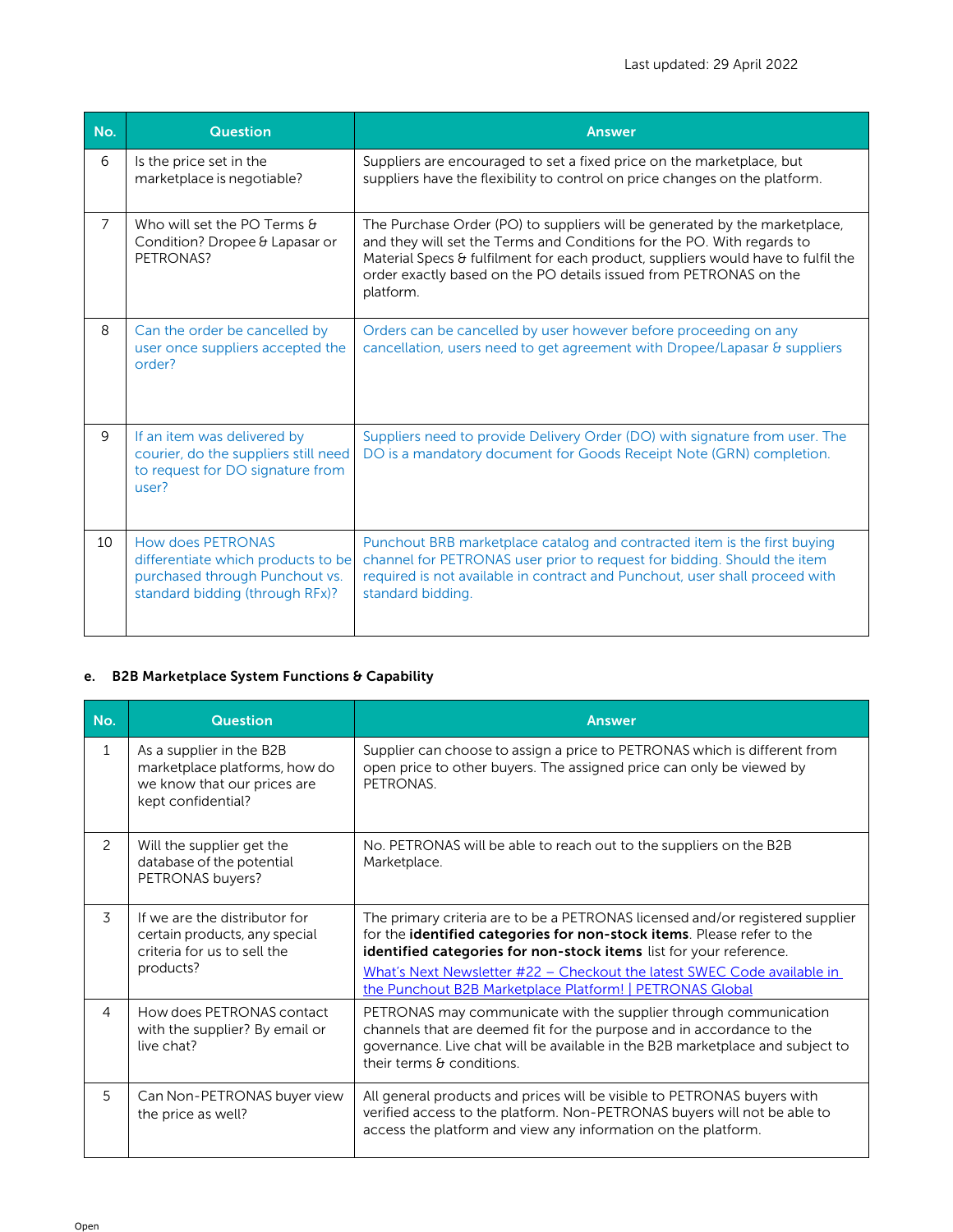Last updated: 29 April 2022

| No. | Question | Answer |
|---|---|---|
| 6 | Is the price set in the marketplace is negotiable? | Suppliers are encouraged to set a fixed price on the marketplace, but suppliers have the flexibility to control on price changes on the platform. |
| 7 | Who will set the PO Terms & Condition? Dropee & Lapasar or PETRONAS? | The Purchase Order (PO) to suppliers will be generated by the marketplace, and they will set the Terms and Conditions for the PO. With regards to Material Specs & fulfilment for each product, suppliers would have to fulfil the order exactly based on the PO details issued from PETRONAS on the platform. |
| 8 | Can the order be cancelled by user once suppliers accepted the order? | Orders can be cancelled by user however before proceeding on any cancellation, users need to get agreement with Dropee/Lapasar & suppliers |
| 9 | If an item was delivered by courier, do the suppliers still need to request for DO signature from user? | Suppliers need to provide Delivery Order (DO) with signature from user. The DO is a mandatory document for Goods Receipt Note (GRN) completion. |
| 10 | How does PETRONAS differentiate which products to be purchased through Punchout vs. standard bidding (through RFx)? | Punchout BRB marketplace catalog and contracted item is the first buying channel for PETRONAS user prior to request for bidding. Should the item required is not available in contract and Punchout, user shall proceed with standard bidding. |

**e. B2B Marketplace System Functions & Capability**

| No. | Question | Answer |
|---|---|---|
| 1 | As a supplier in the B2B marketplace platforms, how do we know that our prices are kept confidential? | Supplier can choose to assign a price to PETRONAS which is different from open price to other buyers. The assigned price can only be viewed by PETRONAS. |
| 2 | Will the supplier get the database of the potential PETRONAS buyers? | No. PETRONAS will be able to reach out to the suppliers on the B2B Marketplace. |
| 3 | If we are the distributor for certain products, any special criteria for us to sell the products? | The primary criteria are to be a PETRONAS licensed and/or registered supplier for the **identified categories for non-stock items**. Please refer to the **identified categories for non-stock items** list for your reference. What's Next Newsletter #22 – Checkout the latest SWEC Code available in the Punchout B2B Marketplace Platform! \| PETRONAS Global |
| 4 | How does PETRONAS contact with the supplier? By email or live chat? | PETRONAS may communicate with the supplier through communication channels that are deemed fit for the purpose and in accordance to the governance. Live chat will be available in the B2B marketplace and subject to their terms & conditions. |
| 5 | Can Non-PETRONAS buyer view the price as well? | All general products and prices will be visible to PETRONAS buyers with verified access to the platform. Non-PETRONAS buyers will not be able to access the platform and view any information on the platform. |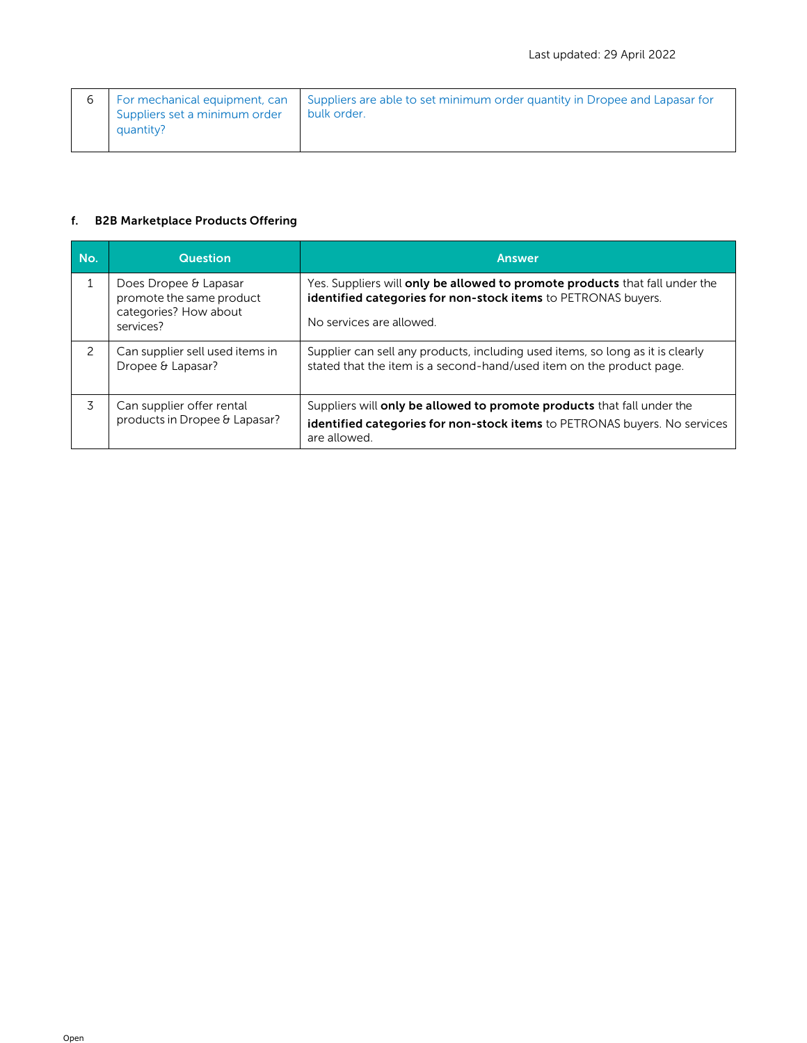Last updated: 29 April 2022

| 6 | For mechanical equipment, can Suppliers set a minimum order quantity? | Suppliers are able to set minimum order quantity in Dropee and Lapasar for bulk order. |
|---|---|---|

**f. B2B Marketplace Products Offering**

| No. | Question | Answer |
|---|---|---|
| 1 | Does Dropee & Lapasar promote the same product categories? How about services? | Yes. Suppliers will **only be allowed to promote products** that fall under the **identified categories for non-stock items** to PETRONAS buyers.<br><br>No services are allowed. |
| 2 | Can supplier sell used items in Dropee & Lapasar? | Supplier can sell any products, including used items, so long as it is clearly stated that the item is a second-hand/used item on the product page. |
| 3 | Can supplier offer rental products in Dropee & Lapasar? | Suppliers will **only be allowed to promote products** that fall under the **identified categories for non-stock items** to PETRONAS buyers. No services are allowed. |

Open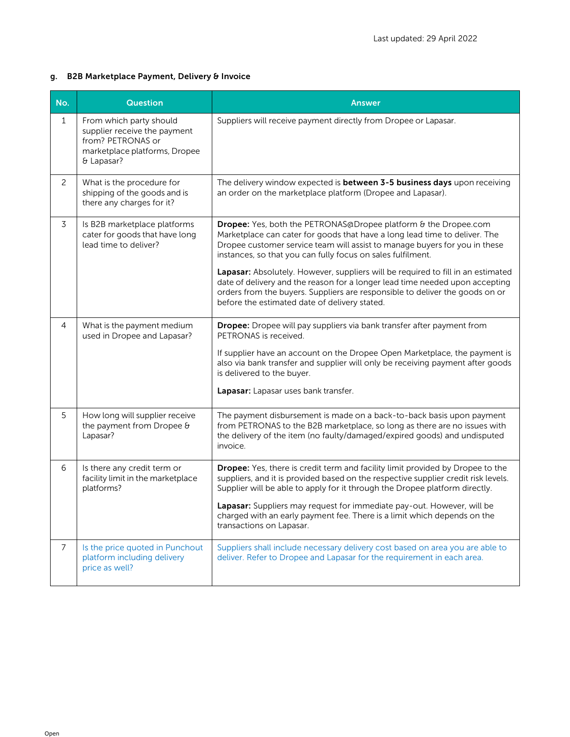Last updated: 29 April 2022

### g. B2B Marketplace Payment, Delivery & Invoice

| No. | Question | Answer |
|---|---|---|
| 1 | From which party should supplier receive the payment from? PETRONAS or marketplace platforms, Dropee & Lapasar? | Suppliers will receive payment directly from Dropee or Lapasar. |
| 2 | What is the procedure for shipping of the goods and is there any charges for it? | The delivery window expected is **between 3-5 business days** upon receiving an order on the marketplace platform (Dropee and Lapasar). |
| 3 | Is B2B marketplace platforms cater for goods that have long lead time to deliver? | **Dropee:** Yes, both the PETRONAS@Dropee platform & the Dropee.com Marketplace can cater for goods that have a long lead time to deliver. The Dropee customer service team will assist to manage buyers for you in these instances, so that you can fully focus on sales fulfilment.<br><br>**Lapasar:** Absolutely. However, suppliers will be required to fill in an estimated date of delivery and the reason for a longer lead time needed upon accepting orders from the buyers. Suppliers are responsible to deliver the goods on or before the estimated date of delivery stated. |
| 4 | What is the payment medium used in Dropee and Lapasar? | **Dropee:** Dropee will pay suppliers via bank transfer after payment from PETRONAS is received.<br><br>If supplier have an account on the Dropee Open Marketplace, the payment is also via bank transfer and supplier will only be receiving payment after goods is delivered to the buyer.<br><br>**Lapasar:** Lapasar uses bank transfer. |
| 5 | How long will supplier receive the payment from Dropee & Lapasar? | The payment disbursement is made on a back-to-back basis upon payment from PETRONAS to the B2B marketplace, so long as there are no issues with the delivery of the item (no faulty/damaged/expired goods) and undisputed invoice. |
| 6 | Is there any credit term or facility limit in the marketplace platforms? | **Dropee:** Yes, there is credit term and facility limit provided by Dropee to the suppliers, and it is provided based on the respective supplier credit risk levels. Supplier will be able to apply for it through the Dropee platform directly.<br><br>**Lapasar:** Suppliers may request for immediate pay-out. However, will be charged with an early payment fee. There is a limit which depends on the transactions on Lapasar. |
| 7 | Is the price quoted in Punchout platform including delivery price as well? | Suppliers shall include necessary delivery cost based on area you are able to deliver. Refer to Dropee and Lapasar for the requirement in each area. |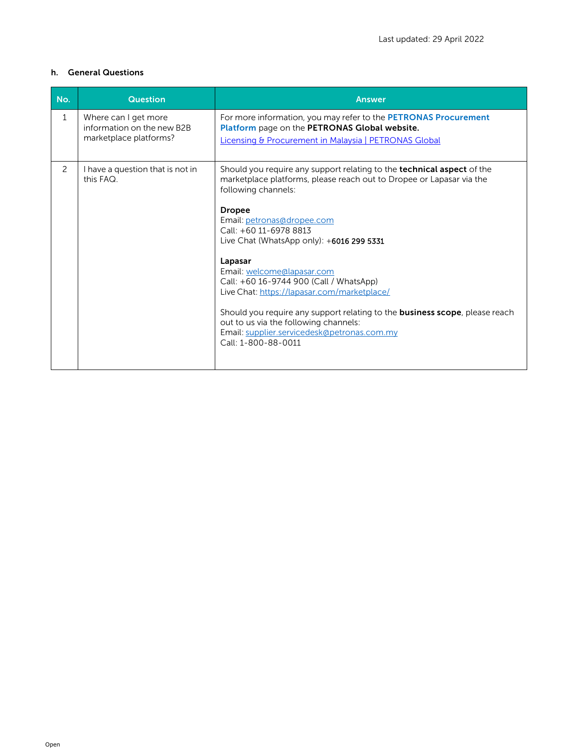Last updated: 29 April 2022

### h. General Questions

| No. | Question | Answer |
| --- | --- | --- |
| 1 | Where can I get more information on the new B2B marketplace platforms? | For more information, you may refer to the **PETRONAS Procurement Platform** page on the **PETRONAS Global website.** [Licensing & Procurement in Malaysia \| PETRONAS Global] |
| 2 | I have a question that is not in this FAQ. | Should you require any support relating to the **technical aspect** of the marketplace platforms, please reach out to Dropee or Lapasar via the following channels:<br><br>**Dropee**<br>Email: petronas@dropee.com<br>Call: +60 11-6978 8813<br>Live Chat (WhatsApp only): +6016 299 5331<br><br>**Lapasar**<br>Email: welcome@lapasar.com<br>Call: +60 16-9744 900 (Call / WhatsApp)<br>Live Chat: https://lapasar.com/marketplace/<br><br>Should you require any support relating to the **business scope**, please reach out to us via the following channels:<br>Email: supplier.servicedesk@petronas.com.my<br>Call: 1-800-88-0011 |

Open